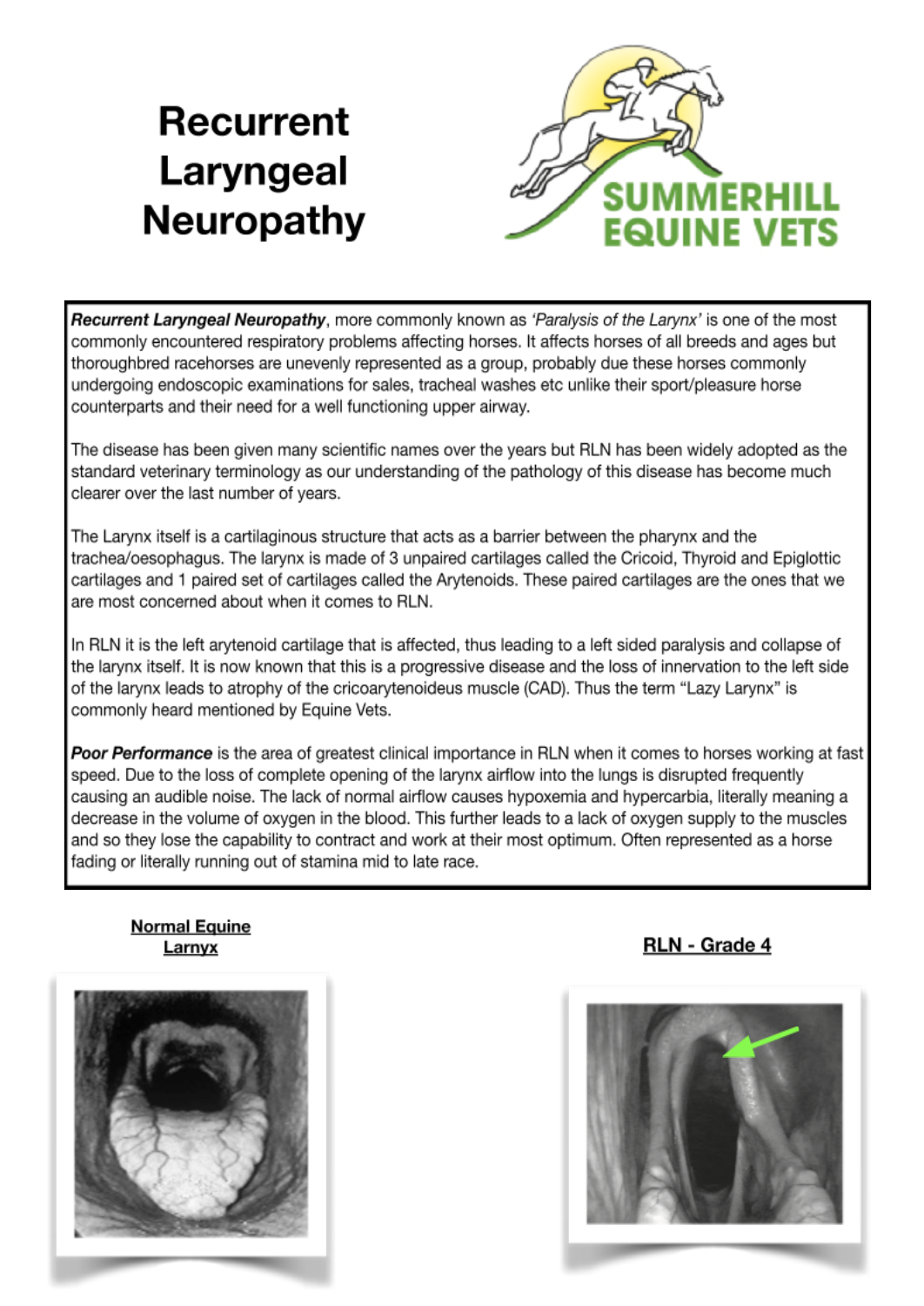# Recurrent Laryngeal Neuropathy

SUMMERHILL EQUINE VETS

***Recurrent Laryngeal Neuropathy***, more commonly known as *'Paralysis of the Larynx'* is one of the most commonly encountered respiratory problems affecting horses. It affects horses of all breeds and ages but thoroughbred racehorses are unevenly represented as a group, probably due these horses commonly undergoing endoscopic examinations for sales, tracheal washes etc unlike their sport/pleasure horse counterparts and their need for a well functioning upper airway.

The disease has been given many scientific names over the years but RLN has been widely adopted as the standard veterinary terminology as our understanding of the pathology of this disease has become much clearer over the last number of years.

The Larynx itself is a cartilaginous structure that acts as a barrier between the pharynx and the trachea/oesophagus. The larynx is made of 3 unpaired cartilages called the Cricoid, Thyroid and Epiglottic cartilages and 1 paired set of cartilages called the Arytenoids. These paired cartilages are the ones that we are most concerned about when it comes to RLN.

In RLN it is the left arytenoid cartilage that is affected, thus leading to a left sided paralysis and collapse of the larynx itself. It is now known that this is a progressive disease and the loss of innervation to the left side of the larynx leads to atrophy of the cricoarytenoideus muscle (CAD). Thus the term "Lazy Larynx" is commonly heard mentioned by Equine Vets.

***Poor Performance*** is the area of greatest clinical importance in RLN when it comes to horses working at fast speed. Due to the loss of complete opening of the larynx airflow into the lungs is disrupted frequently causing an audible noise. The lack of normal airflow causes hypoxemia and hypercarbia, literally meaning a decrease in the volume of oxygen in the blood. This further leads to a lack of oxygen supply to the muscles and so they lose the capability to contract and work at their most optimum. Often represented as a horse fading or literally running out of stamina mid to late race.

**Normal Equine Larnyx**

**RLN - Grade 4**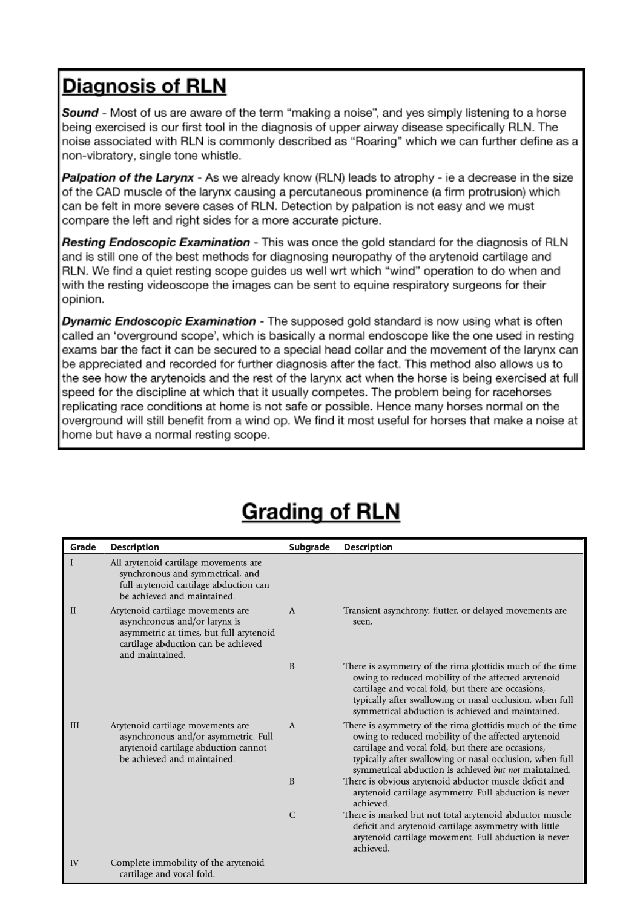## Diagnosis of RLN

***Sound*** - Most of us are aware of the term "making a noise", and yes simply listening to a horse being exercised is our first tool in the diagnosis of upper airway disease specifically RLN. The noise associated with RLN is commonly described as "Roaring" which we can further define as a non-vibratory, single tone whistle.

***Palpation of the Larynx*** - As we already know (RLN) leads to atrophy - ie a decrease in the size of the CAD muscle of the larynx causing a percutaneous prominence (a firm protrusion) which can be felt in more severe cases of RLN. Detection by palpation is not easy and we must compare the left and right sides for a more accurate picture.

***Resting Endoscopic Examination*** - This was once the gold standard for the diagnosis of RLN and is still one of the best methods for diagnosing neuropathy of the arytenoid cartilage and RLN. We find a quiet resting scope guides us well wrt which "wind" operation to do when and with the resting videoscope the images can be sent to equine respiratory surgeons for their opinion.

***Dynamic Endoscopic Examination*** - The supposed gold standard is now using what is often called an 'overground scope', which is basically a normal endoscope like the one used in resting exams bar the fact it can be secured to a special head collar and the movement of the larynx can be appreciated and recorded for further diagnosis after the fact. This method also allows us to the see how the arytenoids and the rest of the larynx act when the horse is being exercised at full speed for the discipline at which that it usually competes. The problem being for racehorses replicating race conditions at home is not safe or possible. Hence many horses normal on the overground will still benefit from a wind op. We find it most useful for horses that make a noise at home but have a normal resting scope.

## Grading of RLN

| Grade | Description | Subgrade | Description |
|---|---|---|---|
| I | All arytenoid cartilage movements are synchronous and symmetrical, and full arytenoid cartilage abduction can be achieved and maintained. | | |
| II | Arytenoid cartilage movements are asynchronous and/or larynx is asymmetric at times, but full arytenoid cartilage abduction can be achieved and maintained. | A | Transient asynchrony, flutter, or delayed movements are seen. |
| | | B | There is asymmetry of the rima glottidis much of the time owing to reduced mobility of the affected arytenoid cartilage and vocal fold, but there are occasions, typically after swallowing or nasal occlusion, when full symmetrical abduction is achieved and maintained. |
| III | Arytenoid cartilage movements are asynchronous and/or asymmetric. Full arytenoid cartilage abduction cannot be achieved and maintained. | A | There is asymmetry of the rima glottidis much of the time owing to reduced mobility of the affected arytenoid cartilage and vocal fold, but there are occasions, typically after swallowing or nasal occlusion, when full symmetrical abduction is achieved *but not* maintained. |
| | | B | There is obvious arytenoid abductor muscle deficit and arytenoid cartilage asymmetry. Full abduction is never achieved. |
| | | C | There is marked but not total arytenoid abductor muscle deficit and arytenoid cartilage asymmetry with little arytenoid cartilage movement. Full abduction is never achieved. |
| IV | Complete immobility of the arytenoid cartilage and vocal fold. | | |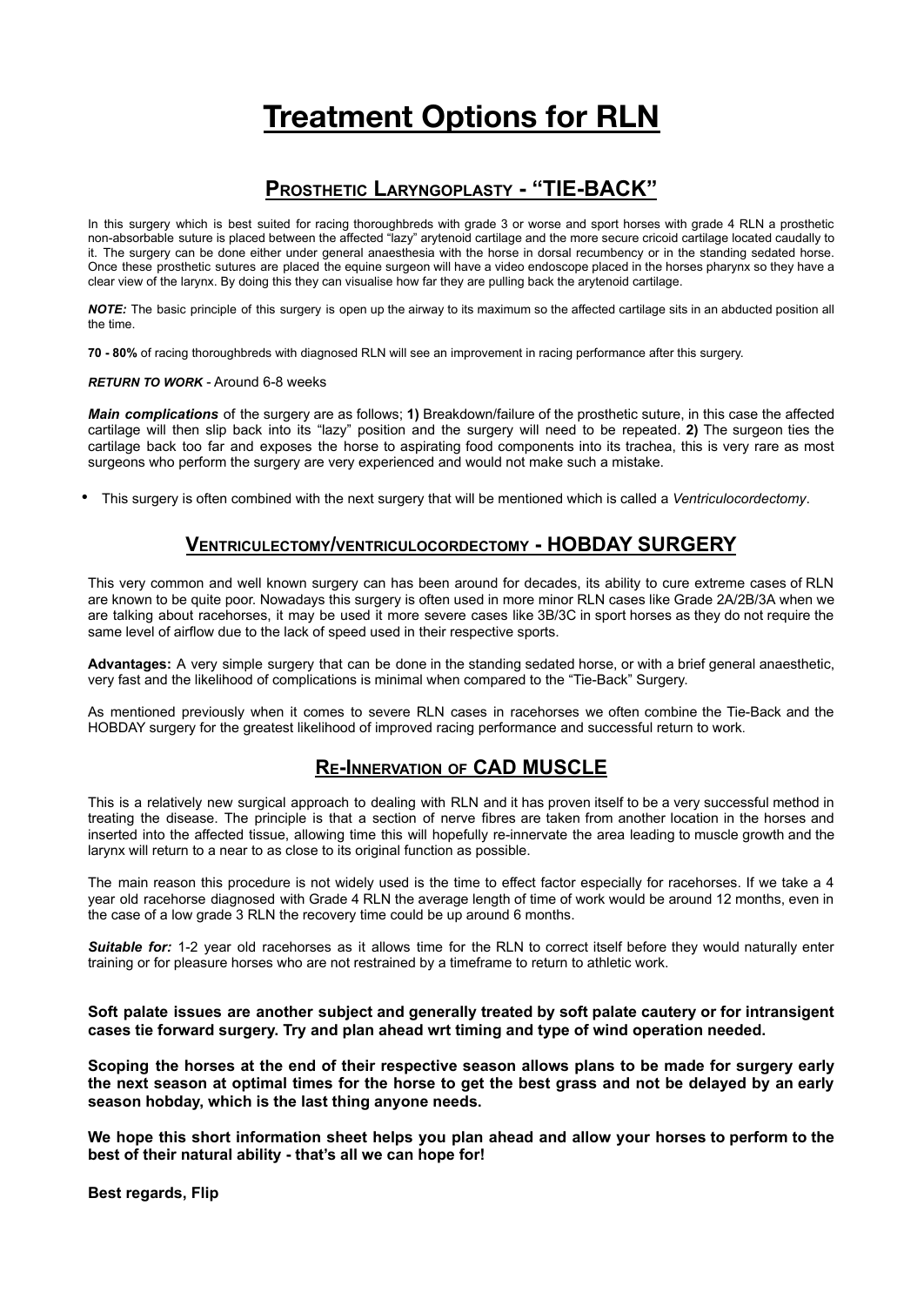# Treatment Options for RLN

## PROSTHETIC LARYNGOPLASTY - "TIE-BACK"

In this surgery which is best suited for racing thoroughbreds with grade 3 or worse and sport horses with grade 4 RLN a prosthetic non-absorbable suture is placed between the affected "lazy" arytenoid cartilage and the more secure cricoid cartilage located caudally to it. The surgery can be done either under general anaesthesia with the horse in dorsal recumbency or in the standing sedated horse. Once these prosthetic sutures are placed the equine surgeon will have a video endoscope placed in the horses pharynx so they have a clear view of the larynx. By doing this they can visualise how far they are pulling back the arytenoid cartilage.

***NOTE:*** The basic principle of this surgery is open up the airway to its maximum so the affected cartilage sits in an abducted position all the time.

**70 - 80%** of racing thoroughbreds with diagnosed RLN will see an improvement in racing performance after this surgery.

***RETURN TO WORK*** - Around 6-8 weeks

***Main complications*** of the surgery are as follows; **1)** Breakdown/failure of the prosthetic suture, in this case the affected cartilage will then slip back into its "lazy" position and the surgery will need to be repeated. **2)** The surgeon ties the cartilage back too far and exposes the horse to aspirating food components into its trachea, this is very rare as most surgeons who perform the surgery are very experienced and would not make such a mistake.

- This surgery is often combined with the next surgery that will be mentioned which is called a *Ventriculocordectomy*.

## VENTRICULECTOMY/VENTRICULOCORDECTOMY - HOBDAY SURGERY

This very common and well known surgery can has been around for decades, its ability to cure extreme cases of RLN are known to be quite poor. Nowadays this surgery is often used in more minor RLN cases like Grade 2A/2B/3A when we are talking about racehorses, it may be used it more severe cases like 3B/3C in sport horses as they do not require the same level of airflow due to the lack of speed used in their respective sports.

**Advantages:** A very simple surgery that can be done in the standing sedated horse, or with a brief general anaesthetic, very fast and the likelihood of complications is minimal when compared to the "Tie-Back" Surgery.

As mentioned previously when it comes to severe RLN cases in racehorses we often combine the Tie-Back and the HOBDAY surgery for the greatest likelihood of improved racing performance and successful return to work.

## RE-INNERVATION OF CAD MUSCLE

This is a relatively new surgical approach to dealing with RLN and it has proven itself to be a very successful method in treating the disease. The principle is that a section of nerve fibres are taken from another location in the horses and inserted into the affected tissue, allowing time this will hopefully re-innervate the area leading to muscle growth and the larynx will return to a near to as close to its original function as possible.

The main reason this procedure is not widely used is the time to effect factor especially for racehorses. If we take a 4 year old racehorse diagnosed with Grade 4 RLN the average length of time of work would be around 12 months, even in the case of a low grade 3 RLN the recovery time could be up around 6 months.

***Suitable for:*** 1-2 year old racehorses as it allows time for the RLN to correct itself before they would naturally enter training or for pleasure horses who are not restrained by a timeframe to return to athletic work.

**Soft palate issues are another subject and generally treated by soft palate cautery or for intransigent cases tie forward surgery. Try and plan ahead wrt timing and type of wind operation needed.**

**Scoping the horses at the end of their respective season allows plans to be made for surgery early the next season at optimal times for the horse to get the best grass and not be delayed by an early season hobday, which is the last thing anyone needs.**

**We hope this short information sheet helps you plan ahead and allow your horses to perform to the best of their natural ability - that's all we can hope for!**

**Best regards, Flip**